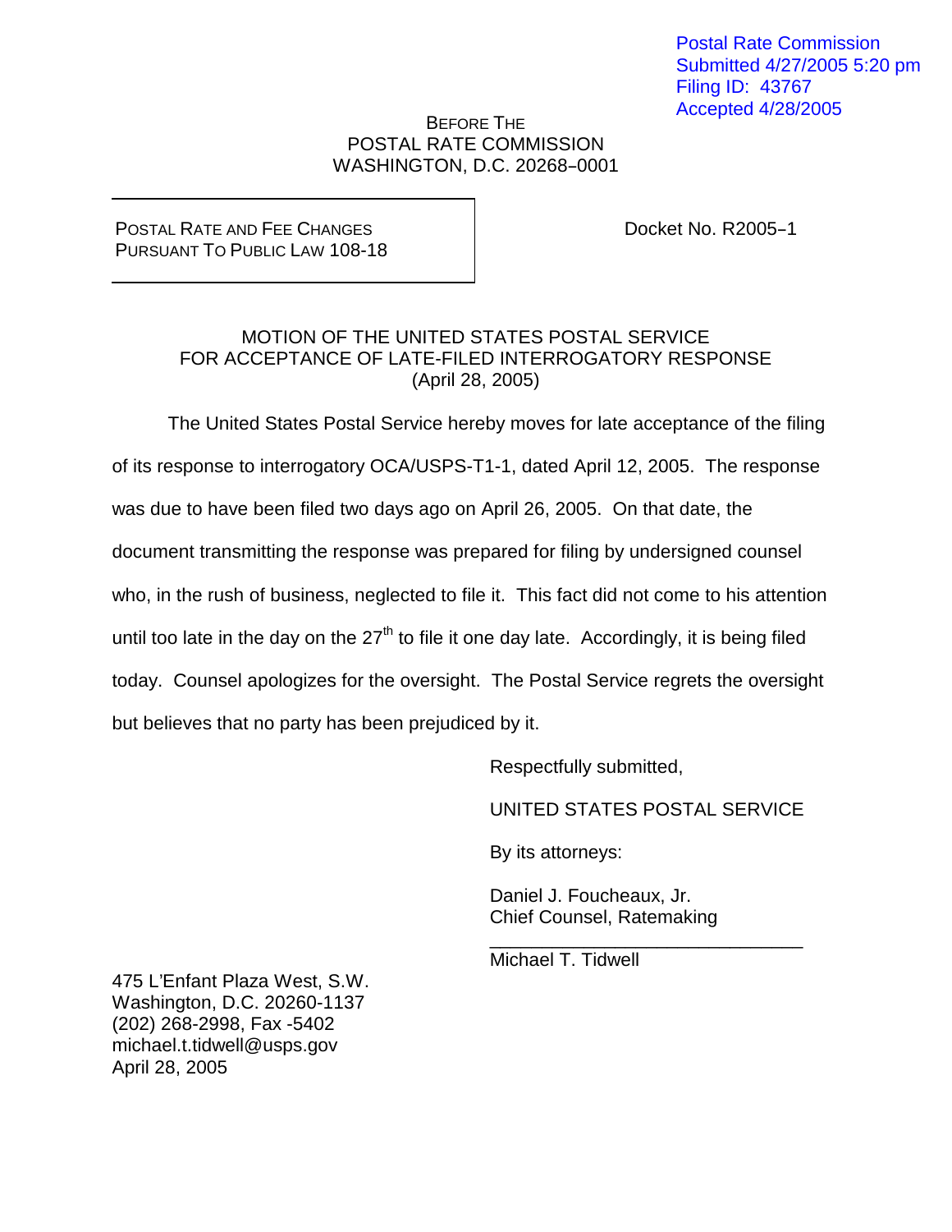Postal Rate Commission
Submitted 4/27/2005 5:20 pm
Filing ID: 43767
Accepted 4/28/2005

BEFORE THE
POSTAL RATE COMMISSION
WASHINGTON, D.C. 20268–0001

POSTAL RATE AND FEE CHANGES
PURSUANT TO PUBLIC LAW 108-18

Docket No. R2005–1

## MOTION OF THE UNITED STATES POSTAL SERVICE FOR ACCEPTANCE OF LATE-FILED INTERROGATORY RESPONSE
(April 28, 2005)

The United States Postal Service hereby moves for late acceptance of the filing of its response to interrogatory OCA/USPS-T1-1, dated April 12, 2005. The response was due to have been filed two days ago on April 26, 2005. On that date, the document transmitting the response was prepared for filing by undersigned counsel who, in the rush of business, neglected to file it. This fact did not come to his attention until too late in the day on the 27th to file it one day late. Accordingly, it is being filed today. Counsel apologizes for the oversight. The Postal Service regrets the oversight but believes that no party has been prejudiced by it.

Respectfully submitted,

UNITED STATES POSTAL SERVICE

By its attorneys:

Daniel J. Foucheaux, Jr.
Chief Counsel, Ratemaking

______________________________
Michael T. Tidwell

475 L'Enfant Plaza West, S.W.
Washington, D.C. 20260-1137
(202) 268-2998, Fax -5402
michael.t.tidwell@usps.gov
April 28, 2005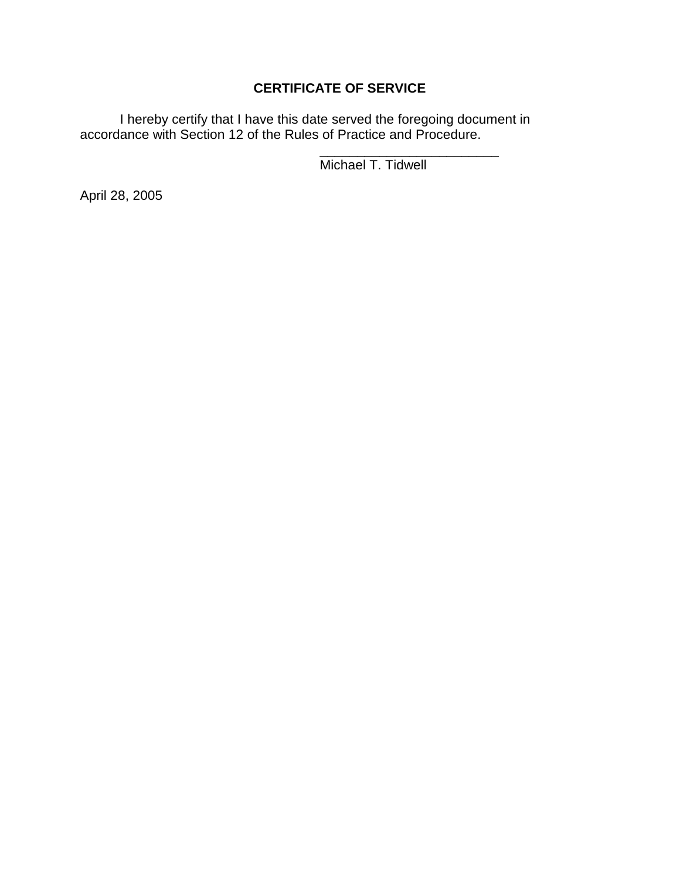## CERTIFICATE OF SERVICE

I hereby certify that I have this date served the foregoing document in accordance with Section 12 of the Rules of Practice and Procedure.

\_\_\_\_\_\_\_\_\_\_\_\_\_\_\_\_\_\_\_\_\_\_\_\_\_
Michael T. Tidwell

April 28, 2005